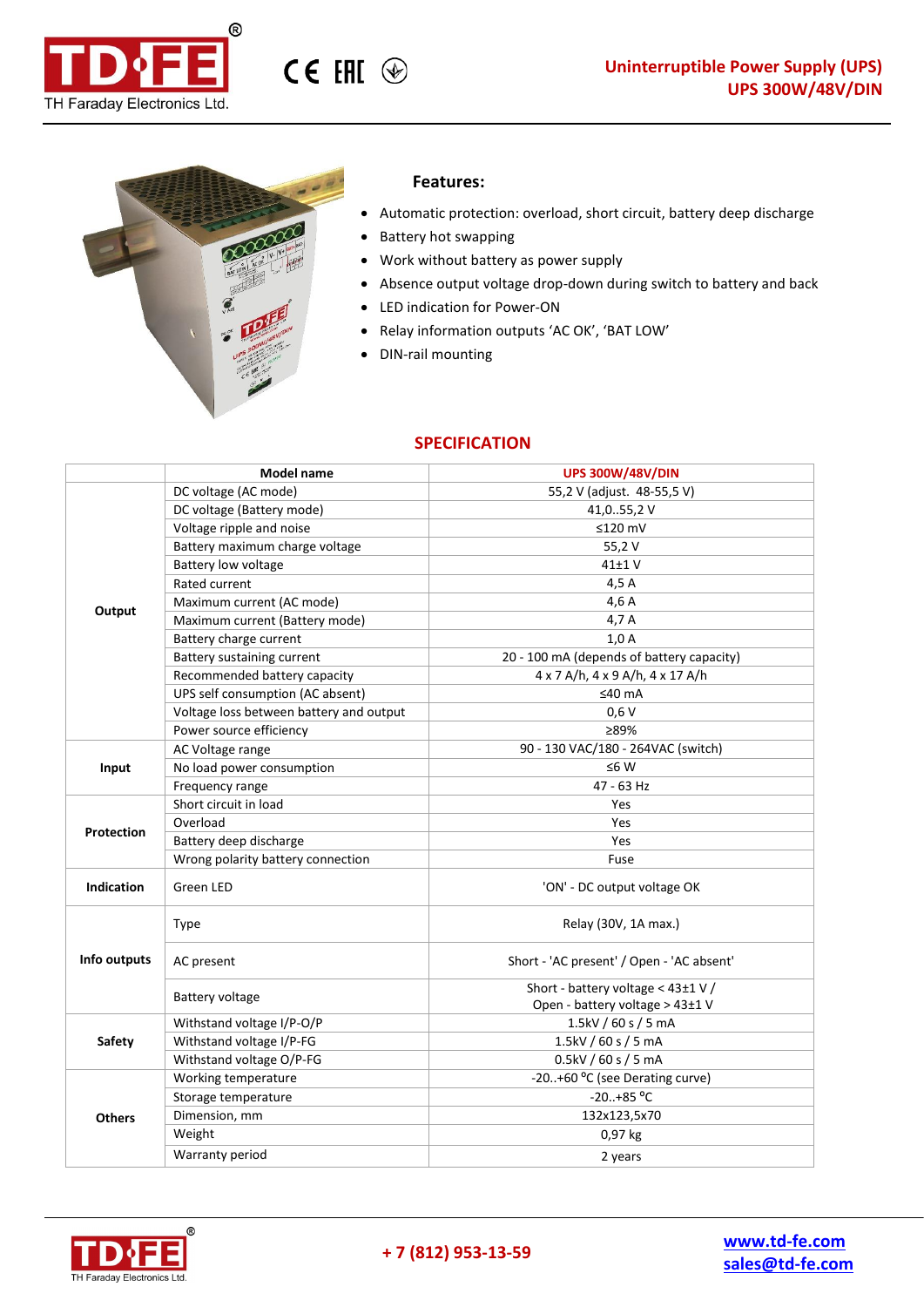# Uninterruptible Power Supply (UPS)
## UPS 300W/48V/DIN

### Features:

- Automatic protection: overload, short circuit, battery deep discharge
- Battery hot swapping
- Work without battery as power supply
- Absence output voltage drop-down during switch to battery and back
- LED indication for Power-ON
- Relay information outputs 'AC OK', 'BAT LOW'
- DIN-rail mounting

## SPECIFICATION

| | Model name | UPS 300W/48V/DIN |
|---|---|---|
| Output | DC voltage (AC mode) | 55,2 V (adjust. 48-55,5 V) |
| | DC voltage (Battery mode) | 41,0..55,2 V |
| | Voltage ripple and noise | ≤120 mV |
| | Battery maximum charge voltage | 55,2 V |
| | Battery low voltage | 41±1 V |
| | Rated current | 4,5 A |
| | Maximum current (AC mode) | 4,6 A |
| | Maximum current (Battery mode) | 4,7 A |
| | Battery charge current | 1,0 A |
| | Battery sustaining current | 20 - 100 mA (depends of battery capacity) |
| | Recommended battery capacity | 4 x 7 A/h, 4 x 9 A/h, 4 x 17 A/h |
| | UPS self consumption (AC absent) | ≤40 mA |
| | Voltage loss between battery and output | 0,6 V |
| | Power source efficiency | ≥89% |
| Input | AC Voltage range | 90 - 130 VAC/180 - 264VAC (switch) |
| | No load power consumption | ≤6 W |
| | Frequency range | 47 - 63 Hz |
| Protection | Short circuit in load | Yes |
| | Overload | Yes |
| | Battery deep discharge | Yes |
| | Wrong polarity battery connection | Fuse |
| Indication | Green LED | 'ON' - DC output voltage OK |
| Info outputs | Type | Relay (30V, 1A max.) |
| | AC present | Short - 'AC present' / Open - 'AC absent' |
| | Battery voltage | Short - battery voltage < 43±1 V / Open - battery voltage > 43±1 V |
| Safety | Withstand voltage I/P-O/P | 1.5kV / 60 s / 5 mA |
| | Withstand voltage I/P-FG | 1.5kV / 60 s / 5 mA |
| | Withstand voltage O/P-FG | 0.5kV / 60 s / 5 mA |
| Others | Working temperature | -20..+60 °C (see Derating curve) |
| | Storage temperature | -20..+85 °C |
| | Dimension, mm | 132x123,5x70 |
| | Weight | 0,97 kg |
| | Warranty period | 2 years |

+ 7 (812) 953-13-59

www.td-fe.com
sales@td-fe.com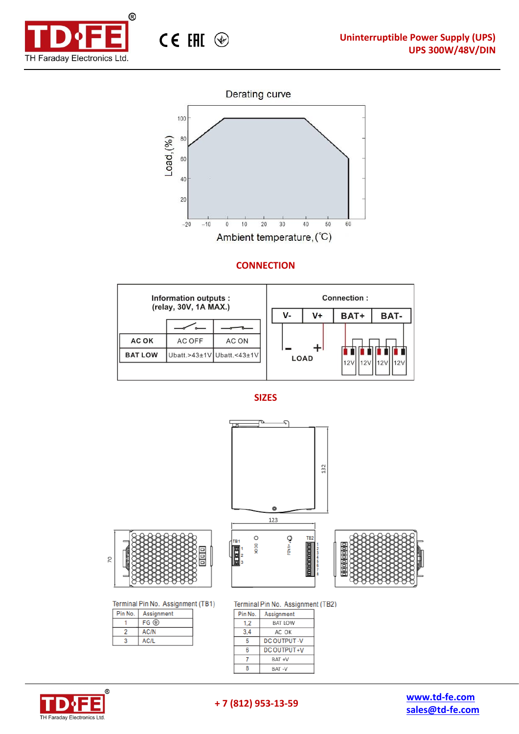Derating curve

Load,(%)

Ambient temperature,(℃)

## CONNECTION

| Information outputs : (relay, 30V, 1A MAX.) | | |
|---|---|---|
| | | |
| AC OK | AC OFF | AC ON |
| BAT LOW | Ubatt.>43±1V | Ubatt.<43±1V |

Connection :

| V- | V+ | BAT+ | BAT- |
|---|---|---|---|

LOAD

12V 12V 12V 12V

## SIZES

Terminal Pin No. Assignment (TB1)

| Pin No. | Assignment |
|---|---|
| 1 | FG ⏚ |
| 2 | AC/N |
| 3 | AC/L |

Terminal Pin No. Assignment (TB2)

| Pin No. | Assignment |
|---|---|
| 1,2 | BAT LOW |
| 3,4 | AC OK |
| 5 | DC OUTPUT -V |
| 6 | DC OUTPUT +V |
| 7 | BAT +V |
| 8 | BAT -V |